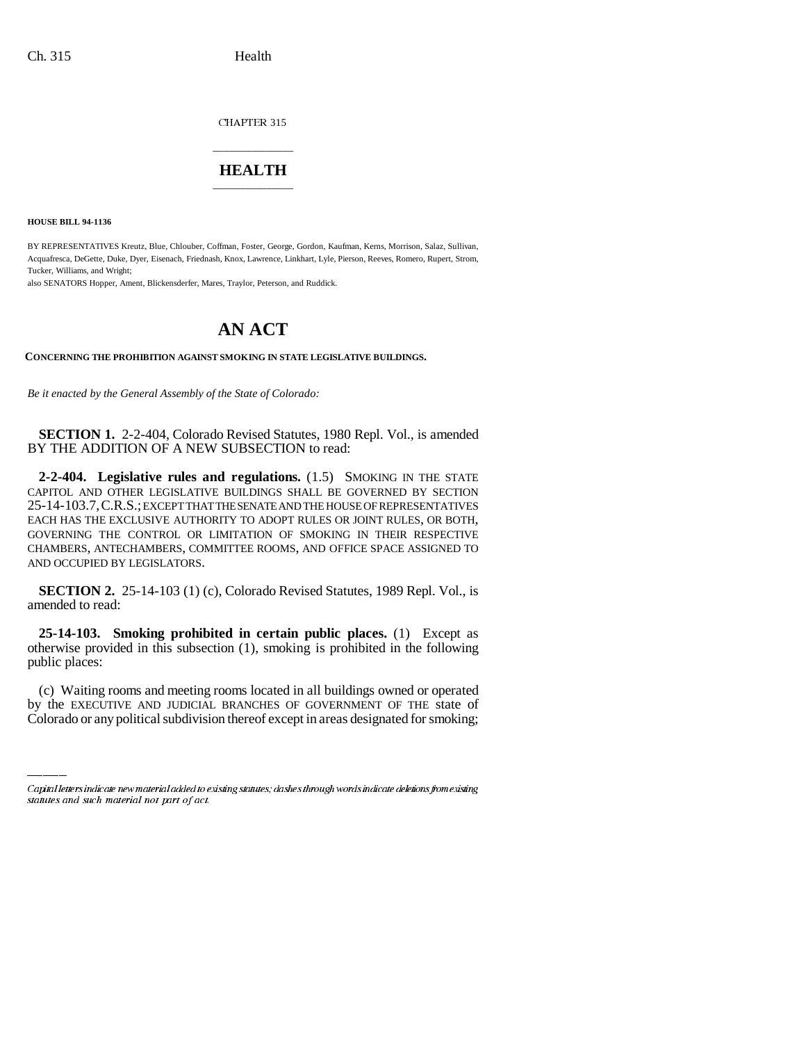CHAPTER 315

# HEALTH

**HOUSE BILL 94-1136**

BY REPRESENTATIVES Kreutz, Blue, Chlouber, Coffman, Foster, George, Gordon, Kaufman, Kerns, Morrison, Salaz, Sullivan, Acquafresca, DeGette, Duke, Dyer, Eisenach, Friednash, Knox, Lawrence, Linkhart, Lyle, Pierson, Reeves, Romero, Rupert, Strom, Tucker, Williams, and Wright;
also SENATORS Hopper, Ament, Blickensderfer, Mares, Traylor, Peterson, and Ruddick.

# AN ACT

**CONCERNING THE PROHIBITION AGAINST SMOKING IN STATE LEGISLATIVE BUILDINGS.**

*Be it enacted by the General Assembly of the State of Colorado:*

**SECTION 1.** 2-2-404, Colorado Revised Statutes, 1980 Repl. Vol., is amended BY THE ADDITION OF A NEW SUBSECTION to read:

**2-2-404. Legislative rules and regulations.** (1.5) SMOKING IN THE STATE CAPITOL AND OTHER LEGISLATIVE BUILDINGS SHALL BE GOVERNED BY SECTION 25-14-103.7, C.R.S.; EXCEPT THAT THE SENATE AND THE HOUSE OF REPRESENTATIVES EACH HAS THE EXCLUSIVE AUTHORITY TO ADOPT RULES OR JOINT RULES, OR BOTH, GOVERNING THE CONTROL OR LIMITATION OF SMOKING IN THEIR RESPECTIVE CHAMBERS, ANTECHAMBERS, COMMITTEE ROOMS, AND OFFICE SPACE ASSIGNED TO AND OCCUPIED BY LEGISLATORS.

**SECTION 2.** 25-14-103 (1) (c), Colorado Revised Statutes, 1989 Repl. Vol., is amended to read:

**25-14-103. Smoking prohibited in certain public places.** (1) Except as otherwise provided in this subsection (1), smoking is prohibited in the following public places:

(c) Waiting rooms and meeting rooms located in all buildings owned or operated by the EXECUTIVE AND JUDICIAL BRANCHES OF GOVERNMENT OF THE state of Colorado or any political subdivision thereof except in areas designated for smoking;

Capital letters indicate new material added to existing statutes; dashes through words indicate deletions from existing statutes and such material not part of act.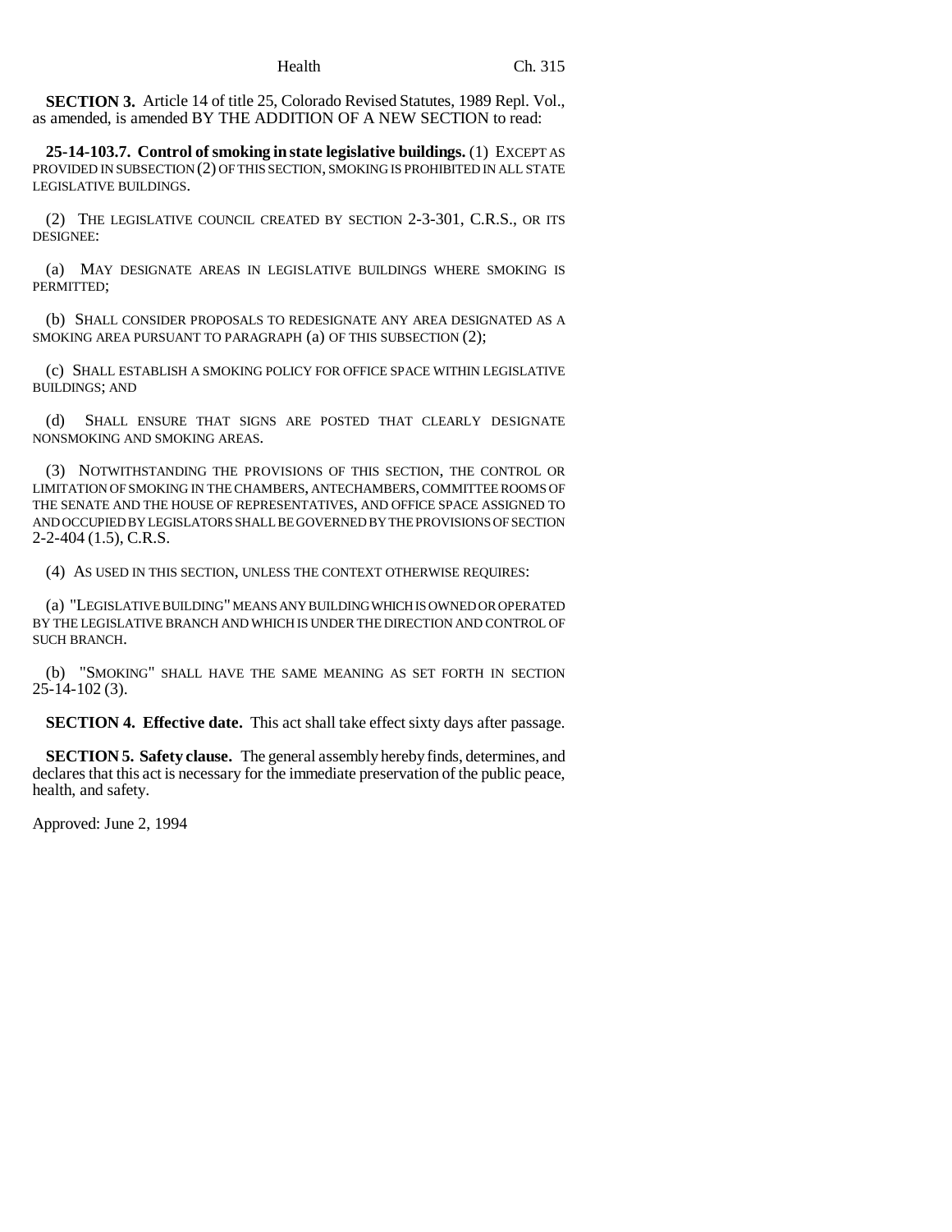**SECTION 3.** Article 14 of title 25, Colorado Revised Statutes, 1989 Repl. Vol., as amended, is amended BY THE ADDITION OF A NEW SECTION to read:

**25-14-103.7. Control of smoking in state legislative buildings.** (1) EXCEPT AS PROVIDED IN SUBSECTION (2) OF THIS SECTION, SMOKING IS PROHIBITED IN ALL STATE LEGISLATIVE BUILDINGS.

(2) THE LEGISLATIVE COUNCIL CREATED BY SECTION 2-3-301, C.R.S., OR ITS DESIGNEE:

(a) MAY DESIGNATE AREAS IN LEGISLATIVE BUILDINGS WHERE SMOKING IS PERMITTED;

(b) SHALL CONSIDER PROPOSALS TO REDESIGNATE ANY AREA DESIGNATED AS A SMOKING AREA PURSUANT TO PARAGRAPH (a) OF THIS SUBSECTION (2);

(c) SHALL ESTABLISH A SMOKING POLICY FOR OFFICE SPACE WITHIN LEGISLATIVE BUILDINGS; AND

(d) SHALL ENSURE THAT SIGNS ARE POSTED THAT CLEARLY DESIGNATE NONSMOKING AND SMOKING AREAS.

(3) NOTWITHSTANDING THE PROVISIONS OF THIS SECTION, THE CONTROL OR LIMITATION OF SMOKING IN THE CHAMBERS, ANTECHAMBERS, COMMITTEE ROOMS OF THE SENATE AND THE HOUSE OF REPRESENTATIVES, AND OFFICE SPACE ASSIGNED TO AND OCCUPIED BY LEGISLATORS SHALL BE GOVERNED BY THE PROVISIONS OF SECTION 2-2-404 (1.5), C.R.S.

(4) AS USED IN THIS SECTION, UNLESS THE CONTEXT OTHERWISE REQUIRES:

(a) "LEGISLATIVE BUILDING" MEANS ANY BUILDING WHICH IS OWNED OR OPERATED BY THE LEGISLATIVE BRANCH AND WHICH IS UNDER THE DIRECTION AND CONTROL OF SUCH BRANCH.

(b) "SMOKING" SHALL HAVE THE SAME MEANING AS SET FORTH IN SECTION 25-14-102 (3).

**SECTION 4. Effective date.** This act shall take effect sixty days after passage.

**SECTION 5. Safety clause.** The general assembly hereby finds, determines, and declares that this act is necessary for the immediate preservation of the public peace, health, and safety.

Approved: June 2, 1994